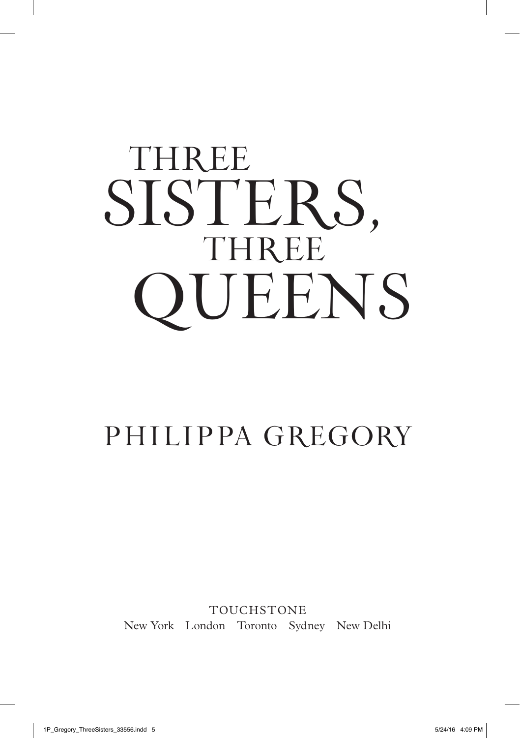# THREE SISTERS, THREE QUEENS

## PHILIPPA GREGORY

TOUCHSTONE

New York London Toronto Sydney New Delhi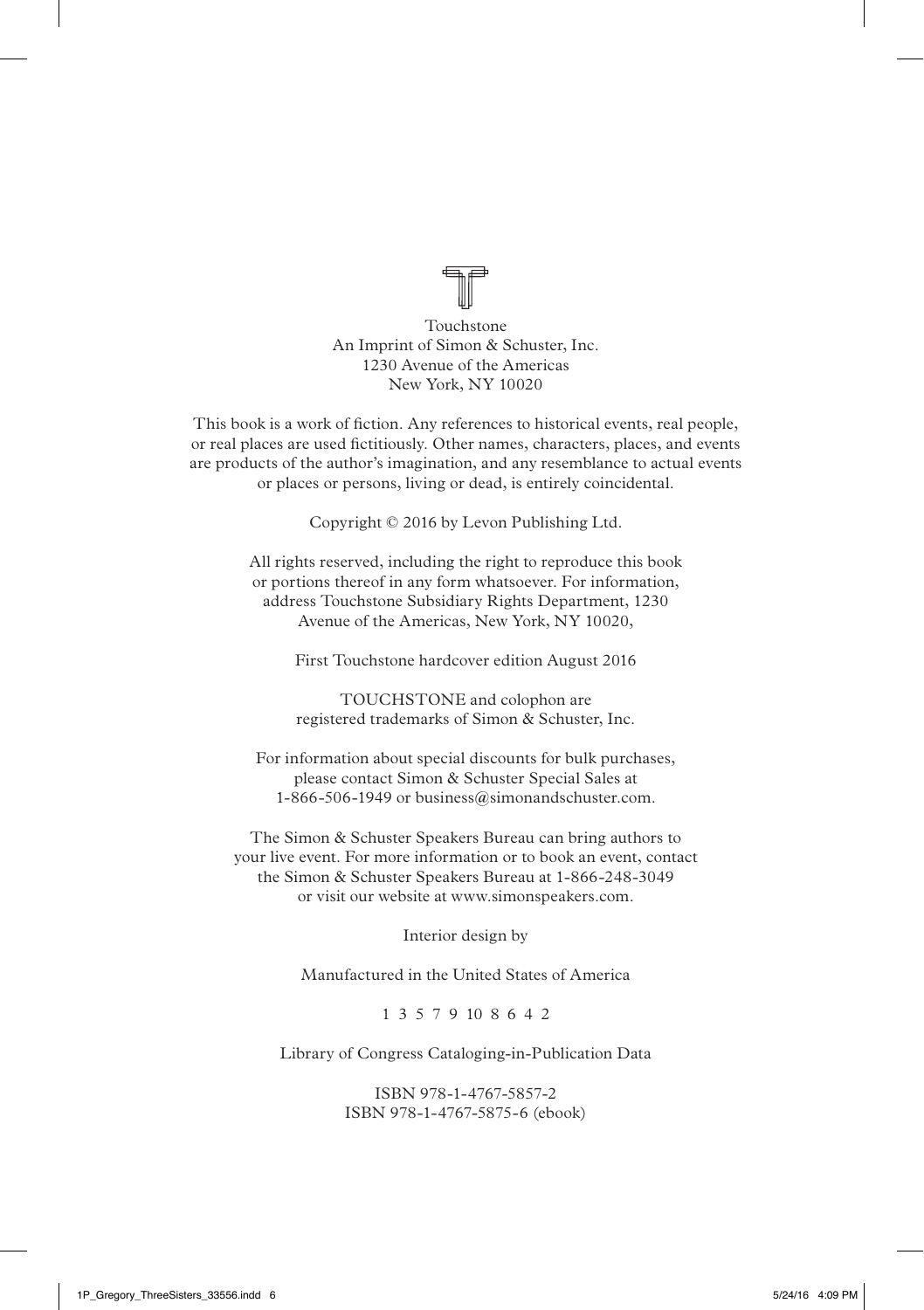Touchstone
An Imprint of Simon & Schuster, Inc.
1230 Avenue of the Americas
New York, NY 10020

This book is a work of fiction. Any references to historical events, real people, or real places are used fictitiously. Other names, characters, places, and events are products of the author's imagination, and any resemblance to actual events or places or persons, living or dead, is entirely coincidental.

Copyright © 2016 by Levon Publishing Ltd.

All rights reserved, including the right to reproduce this book or portions thereof in any form whatsoever. For information, address Touchstone Subsidiary Rights Department, 1230 Avenue of the Americas, New York, NY 10020,

First Touchstone hardcover edition August 2016

TOUCHSTONE and colophon are registered trademarks of Simon & Schuster, Inc.

For information about special discounts for bulk purchases, please contact Simon & Schuster Special Sales at 1-866-506-1949 or business@simonandschuster.com.

The Simon & Schuster Speakers Bureau can bring authors to your live event. For more information or to book an event, contact the Simon & Schuster Speakers Bureau at 1-866-248-3049 or visit our website at www.simonspeakers.com.

Interior design by

Manufactured in the United States of America

1 3 5 7 9 10 8 6 4 2

Library of Congress Cataloging-in-Publication Data

ISBN 978-1-4767-5857-2
ISBN 978-1-4767-5875-6 (ebook)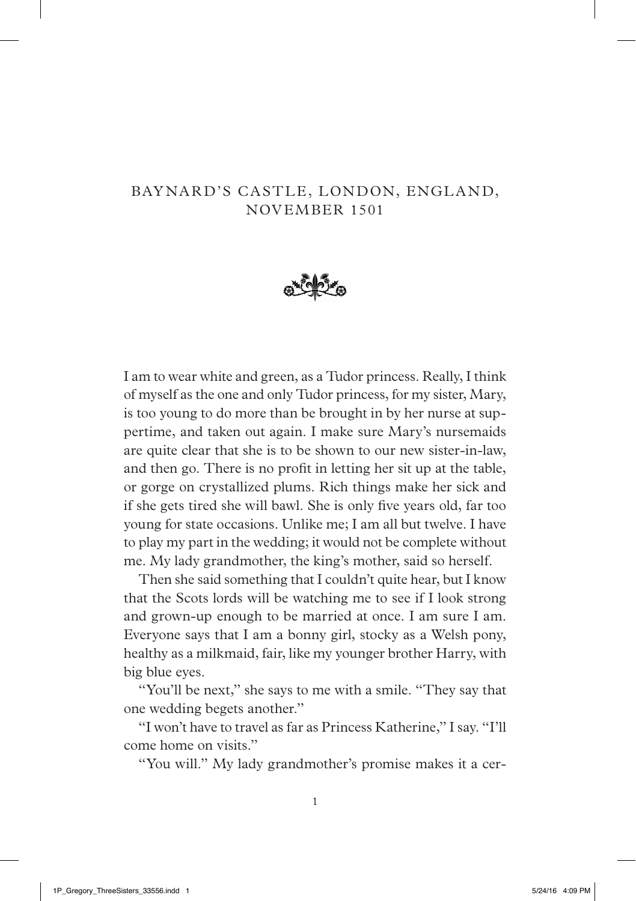# BAYNARD'S CASTLE, LONDON, ENGLAND, NOVEMBER 1501

I am to wear white and green, as a Tudor princess. Really, I think of myself as the one and only Tudor princess, for my sister, Mary, is too young to do more than be brought in by her nurse at suppertime, and taken out again. I make sure Mary's nursemaids are quite clear that she is to be shown to our new sister-in-law, and then go. There is no profit in letting her sit up at the table, or gorge on crystallized plums. Rich things make her sick and if she gets tired she will bawl. She is only five years old, far too young for state occasions. Unlike me; I am all but twelve. I have to play my part in the wedding; it would not be complete without me. My lady grandmother, the king's mother, said so herself.

Then she said something that I couldn't quite hear, but I know that the Scots lords will be watching me to see if I look strong and grown-up enough to be married at once. I am sure I am. Everyone says that I am a bonny girl, stocky as a Welsh pony, healthy as a milkmaid, fair, like my younger brother Harry, with big blue eyes.

"You'll be next," she says to me with a smile. "They say that one wedding begets another."

"I won't have to travel as far as Princess Katherine," I say. "I'll come home on visits."

"You will." My lady grandmother's promise makes it a cer-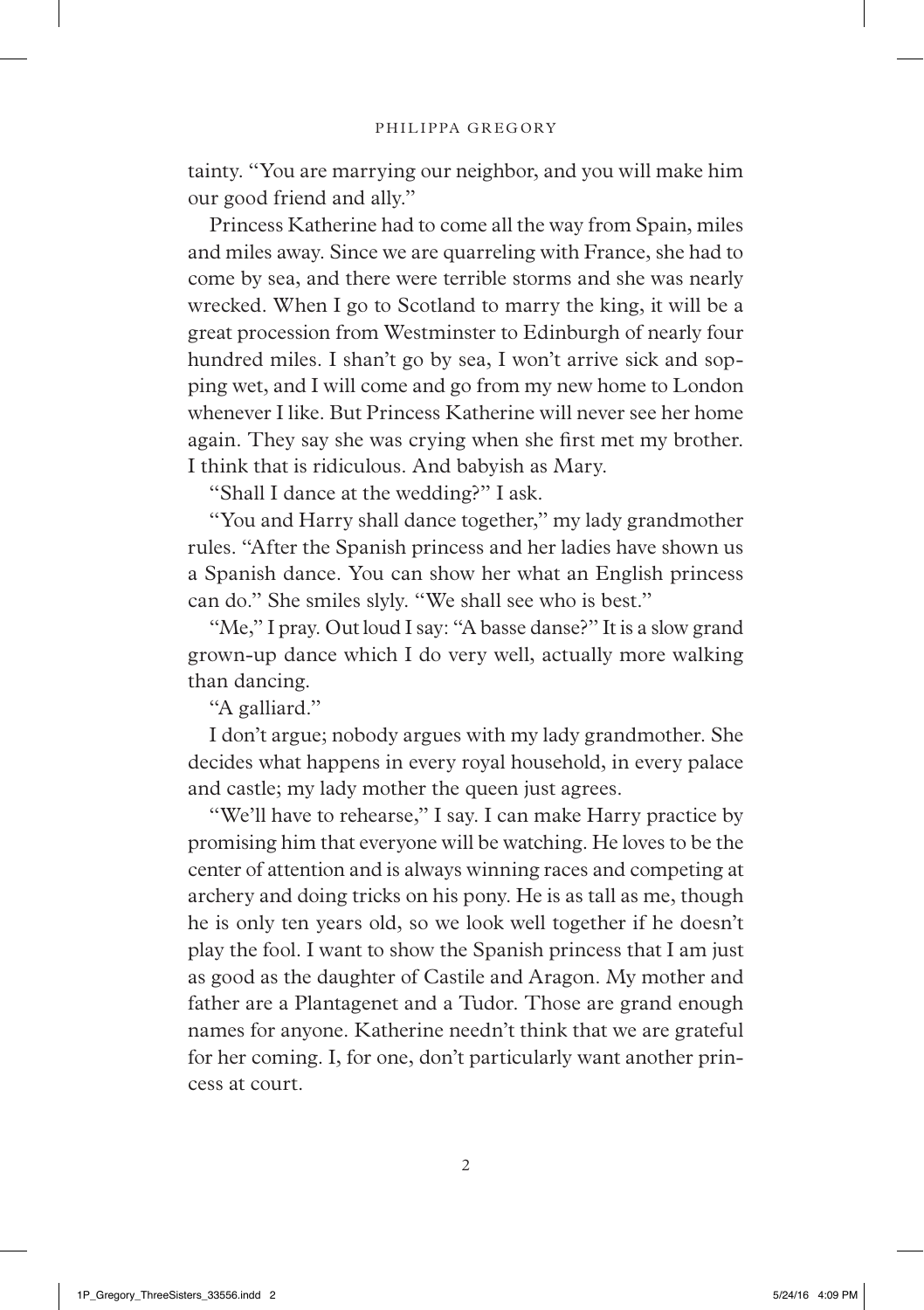tainty. "You are marrying our neighbor, and you will make him our good friend and ally."

Princess Katherine had to come all the way from Spain, miles and miles away. Since we are quarreling with France, she had to come by sea, and there were terrible storms and she was nearly wrecked. When I go to Scotland to marry the king, it will be a great procession from Westminster to Edinburgh of nearly four hundred miles. I shan't go by sea, I won't arrive sick and sopping wet, and I will come and go from my new home to London whenever I like. But Princess Katherine will never see her home again. They say she was crying when she first met my brother. I think that is ridiculous. And babyish as Mary.

"Shall I dance at the wedding?" I ask.

"You and Harry shall dance together," my lady grandmother rules. "After the Spanish princess and her ladies have shown us a Spanish dance. You can show her what an English princess can do." She smiles slyly. "We shall see who is best."

"Me," I pray. Out loud I say: "A basse danse?" It is a slow grand grown-up dance which I do very well, actually more walking than dancing.

"A galliard."

I don't argue; nobody argues with my lady grandmother. She decides what happens in every royal household, in every palace and castle; my lady mother the queen just agrees.

"We'll have to rehearse," I say. I can make Harry practice by promising him that everyone will be watching. He loves to be the center of attention and is always winning races and competing at archery and doing tricks on his pony. He is as tall as me, though he is only ten years old, so we look well together if he doesn't play the fool. I want to show the Spanish princess that I am just as good as the daughter of Castile and Aragon. My mother and father are a Plantagenet and a Tudor. Those are grand enough names for anyone. Katherine needn't think that we are grateful for her coming. I, for one, don't particularly want another princess at court.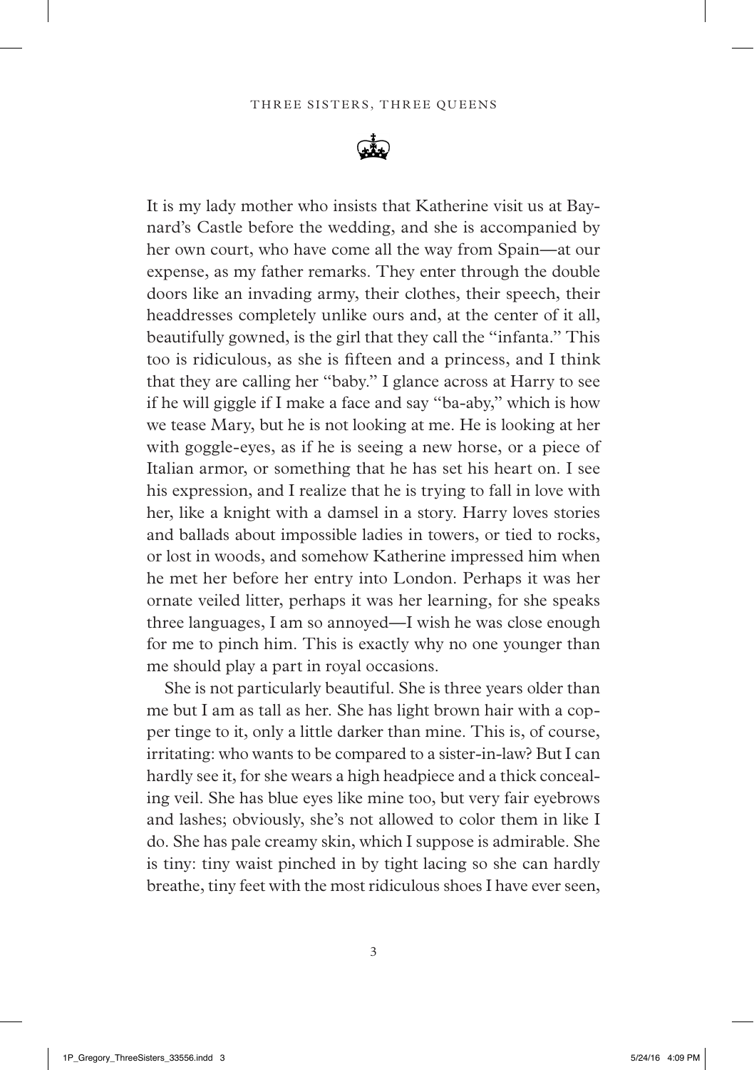It is my lady mother who insists that Katherine visit us at Baynard's Castle before the wedding, and she is accompanied by her own court, who have come all the way from Spain—at our expense, as my father remarks. They enter through the double doors like an invading army, their clothes, their speech, their headdresses completely unlike ours and, at the center of it all, beautifully gowned, is the girl that they call the "infanta." This too is ridiculous, as she is fifteen and a princess, and I think that they are calling her "baby." I glance across at Harry to see if he will giggle if I make a face and say "ba-aby," which is how we tease Mary, but he is not looking at me. He is looking at her with goggle-eyes, as if he is seeing a new horse, or a piece of Italian armor, or something that he has set his heart on. I see his expression, and I realize that he is trying to fall in love with her, like a knight with a damsel in a story. Harry loves stories and ballads about impossible ladies in towers, or tied to rocks, or lost in woods, and somehow Katherine impressed him when he met her before her entry into London. Perhaps it was her ornate veiled litter, perhaps it was her learning, for she speaks three languages, I am so annoyed—I wish he was close enough for me to pinch him. This is exactly why no one younger than me should play a part in royal occasions.

She is not particularly beautiful. She is three years older than me but I am as tall as her. She has light brown hair with a copper tinge to it, only a little darker than mine. This is, of course, irritating: who wants to be compared to a sister-in-law? But I can hardly see it, for she wears a high headpiece and a thick concealing veil. She has blue eyes like mine too, but very fair eyebrows and lashes; obviously, she's not allowed to color them in like I do. She has pale creamy skin, which I suppose is admirable. She is tiny: tiny waist pinched in by tight lacing so she can hardly breathe, tiny feet with the most ridiculous shoes I have ever seen,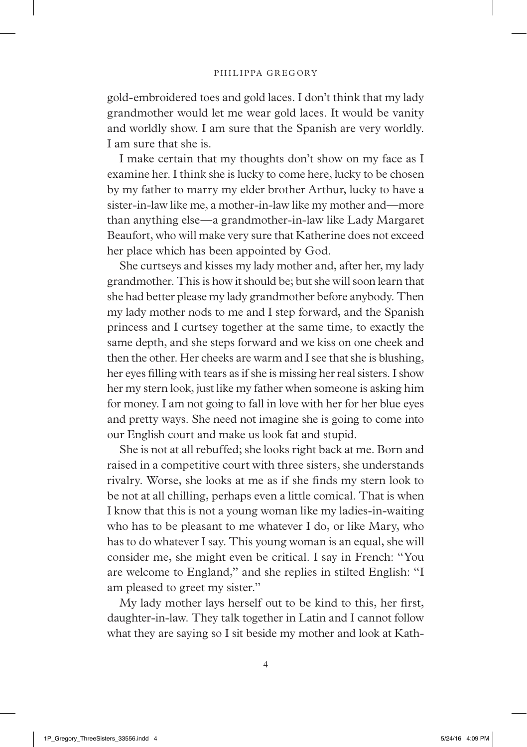gold-embroidered toes and gold laces. I don't think that my lady grandmother would let me wear gold laces. It would be vanity and worldly show. I am sure that the Spanish are very worldly. I am sure that she is.

I make certain that my thoughts don't show on my face as I examine her. I think she is lucky to come here, lucky to be chosen by my father to marry my elder brother Arthur, lucky to have a sister-in-law like me, a mother-in-law like my mother and—more than anything else—a grandmother-in-law like Lady Margaret Beaufort, who will make very sure that Katherine does not exceed her place which has been appointed by God.

She curtseys and kisses my lady mother and, after her, my lady grandmother. This is how it should be; but she will soon learn that she had better please my lady grandmother before anybody. Then my lady mother nods to me and I step forward, and the Spanish princess and I curtsey together at the same time, to exactly the same depth, and she steps forward and we kiss on one cheek and then the other. Her cheeks are warm and I see that she is blushing, her eyes filling with tears as if she is missing her real sisters. I show her my stern look, just like my father when someone is asking him for money. I am not going to fall in love with her for her blue eyes and pretty ways. She need not imagine she is going to come into our English court and make us look fat and stupid.

She is not at all rebuffed; she looks right back at me. Born and raised in a competitive court with three sisters, she understands rivalry. Worse, she looks at me as if she finds my stern look to be not at all chilling, perhaps even a little comical. That is when I know that this is not a young woman like my ladies-in-waiting who has to be pleasant to me whatever I do, or like Mary, who has to do whatever I say. This young woman is an equal, she will consider me, she might even be critical. I say in French: "You are welcome to England," and she replies in stilted English: "I am pleased to greet my sister."

My lady mother lays herself out to be kind to this, her first, daughter-in-law. They talk together in Latin and I cannot follow what they are saying so I sit beside my mother and look at Kath-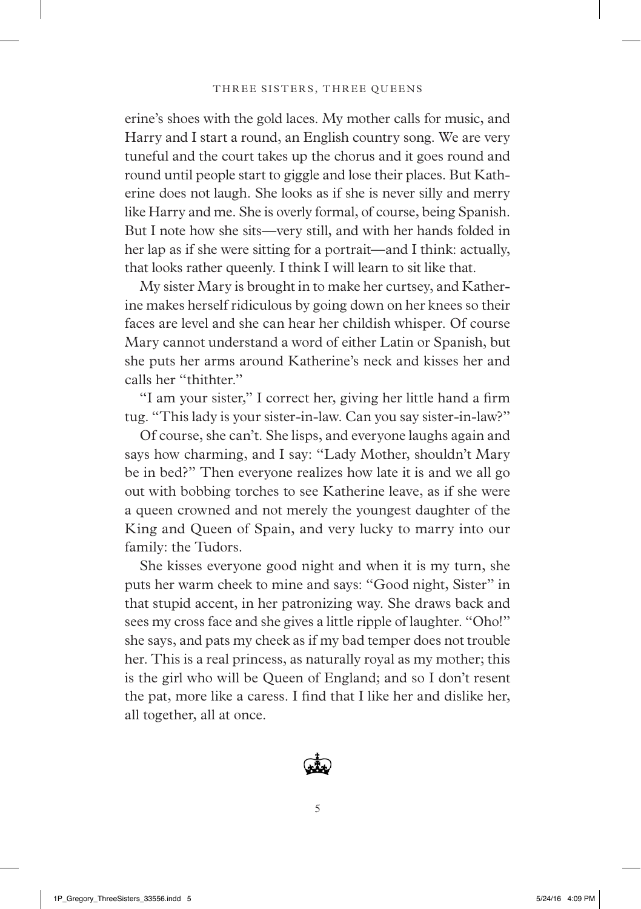erine's shoes with the gold laces. My mother calls for music, and Harry and I start a round, an English country song. We are very tuneful and the court takes up the chorus and it goes round and round until people start to giggle and lose their places. But Katherine does not laugh. She looks as if she is never silly and merry like Harry and me. She is overly formal, of course, being Spanish. But I note how she sits—very still, and with her hands folded in her lap as if she were sitting for a portrait—and I think: actually, that looks rather queenly. I think I will learn to sit like that.

My sister Mary is brought in to make her curtsey, and Katherine makes herself ridiculous by going down on her knees so their faces are level and she can hear her childish whisper. Of course Mary cannot understand a word of either Latin or Spanish, but she puts her arms around Katherine's neck and kisses her and calls her "thithter."

"I am your sister," I correct her, giving her little hand a firm tug. "This lady is your sister-in-law. Can you say sister-in-law?"

Of course, she can't. She lisps, and everyone laughs again and says how charming, and I say: "Lady Mother, shouldn't Mary be in bed?" Then everyone realizes how late it is and we all go out with bobbing torches to see Katherine leave, as if she were a queen crowned and not merely the youngest daughter of the King and Queen of Spain, and very lucky to marry into our family: the Tudors.

She kisses everyone good night and when it is my turn, she puts her warm cheek to mine and says: "Good night, Sister" in that stupid accent, in her patronizing way. She draws back and sees my cross face and she gives a little ripple of laughter. "Oho!" she says, and pats my cheek as if my bad temper does not trouble her. This is a real princess, as naturally royal as my mother; this is the girl who will be Queen of England; and so I don't resent the pat, more like a caress. I find that I like her and dislike her, all together, all at once.